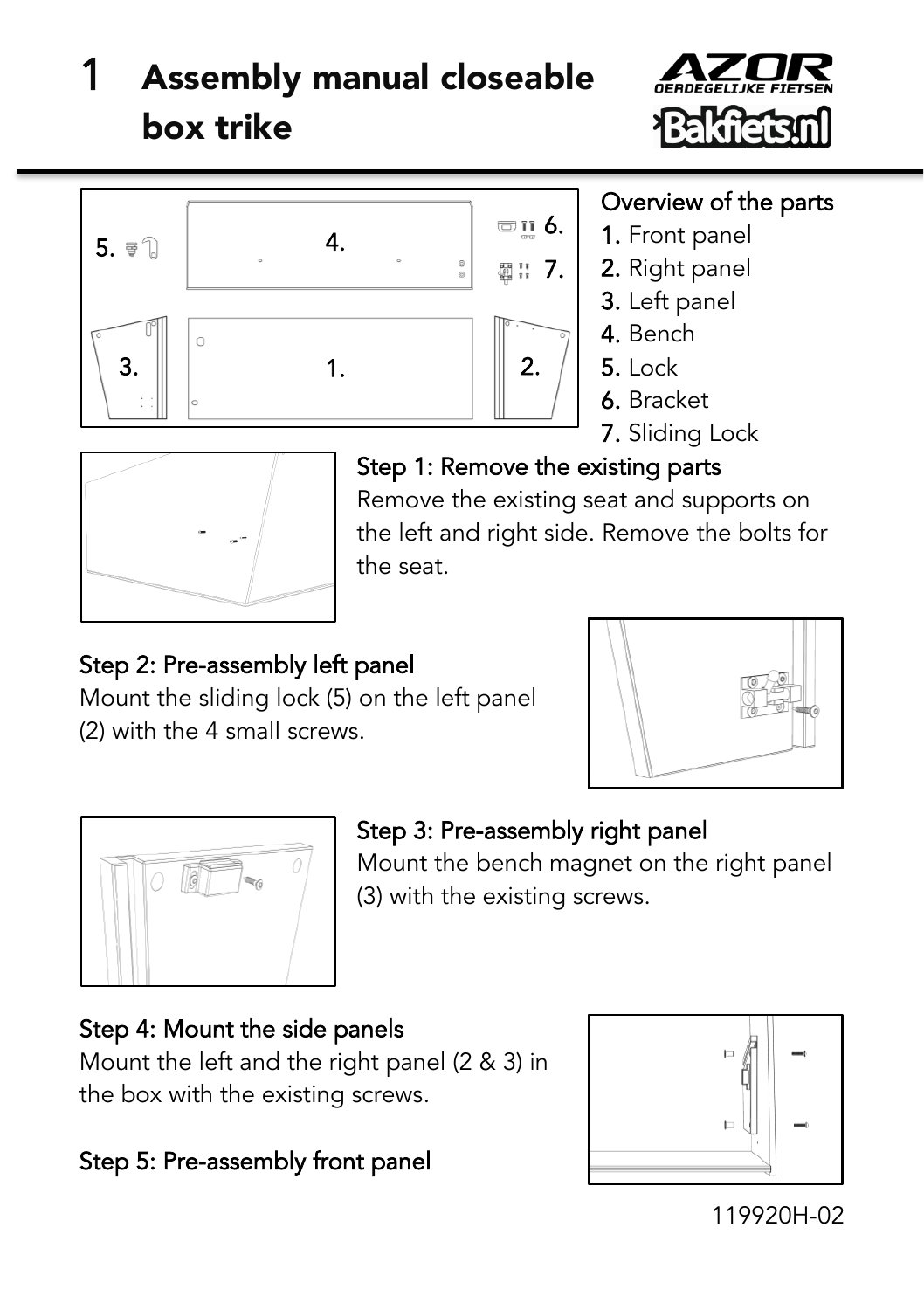# 1 Assembly manual closeable box trike

AZOR OERDEGELIJKE FIETSEN

Bakfiets.nl

## Overview of the parts

1. Front panel
2. Right panel
3. Left panel
4. Bench
5. Lock
6. Bracket
7. Sliding Lock

## Step 1: Remove the existing parts

Remove the existing seat and supports on the left and right side. Remove the bolts for the seat.

## Step 2: Pre-assembly left panel

Mount the sliding lock (5) on the left panel (2) with the 4 small screws.

## Step 3: Pre-assembly right panel

Mount the bench magnet on the right panel (3) with the existing screws.

## Step 4: Mount the side panels

Mount the left and the right panel (2 & 3) in the box with the existing screws.

## Step 5: Pre-assembly front panel

119920H-02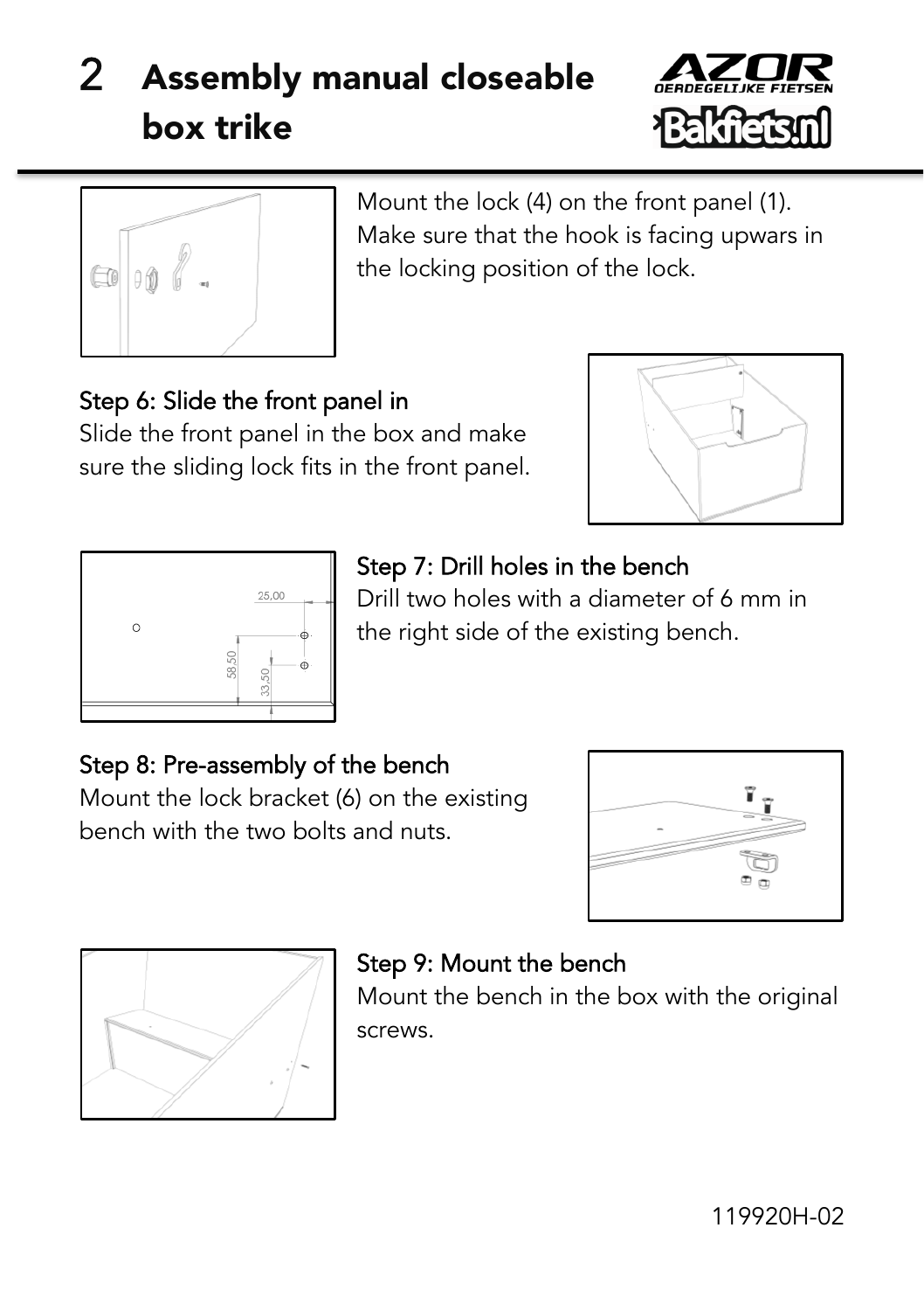# Assembly manual closeable box trike

Mount the lock (4) on the front panel (1). Make sure that the hook is facing upwars in the locking position of the lock.

### Step 6: Slide the front panel in

Slide the front panel in the box and make sure the sliding lock fits in the front panel.

### Step 7: Drill holes in the bench

Drill two holes with a diameter of 6 mm in the right side of the existing bench.

25,00

58,50

33,50

### Step 8: Pre-assembly of the bench

Mount the lock bracket (6) on the existing bench with the two bolts and nuts.

### Step 9: Mount the bench

Mount the bench in the box with the original screws.

119920H-02